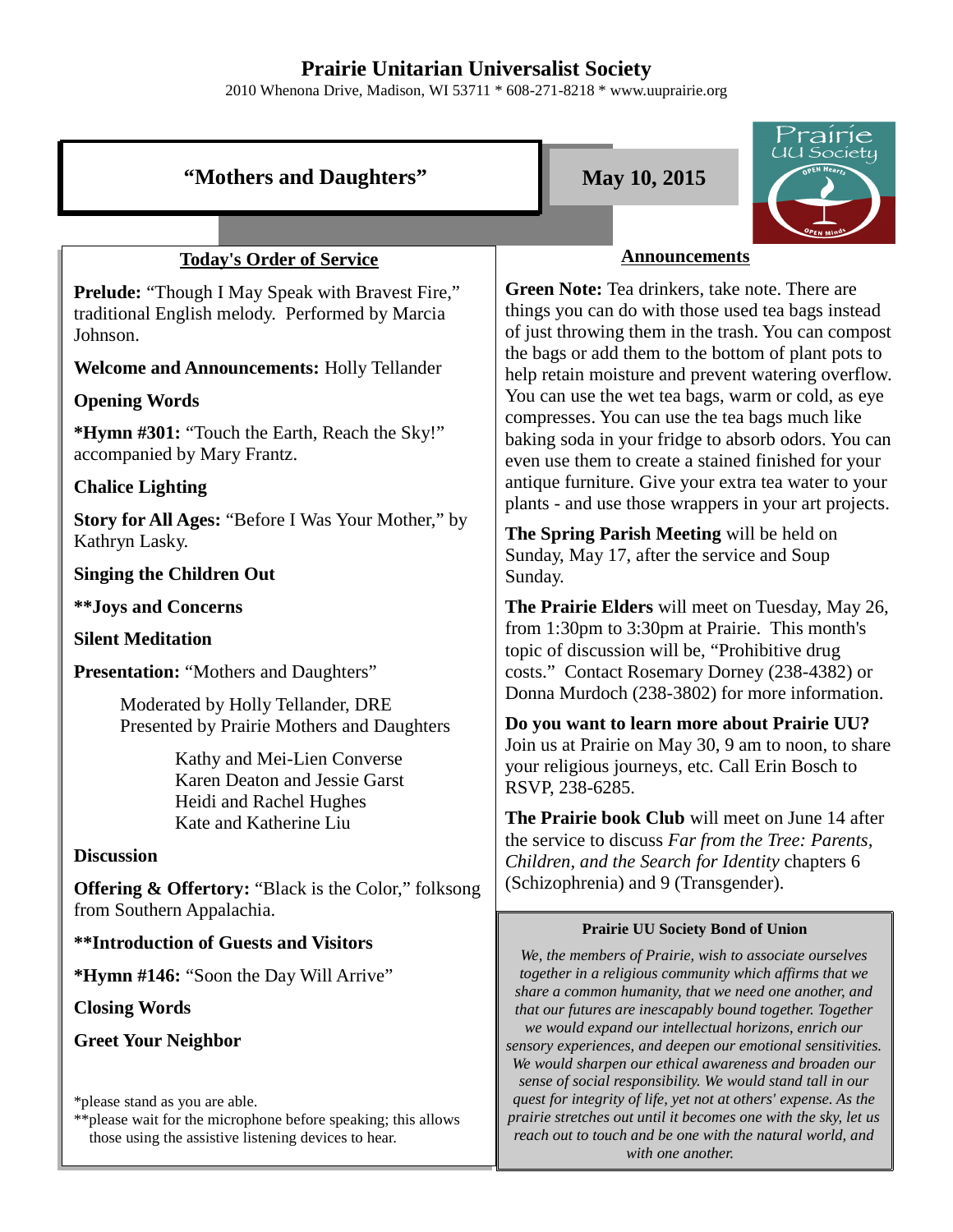# Prairie Unitarian Universalist Society

2010 Whenona Drive, Madison, WI 53711 * 608-271-8218 * www.uuprairie.org

## "Mothers and Daughters"

**May 10, 2015**

### Today's Order of Service

**Prelude:** "Though I May Speak with Bravest Fire," traditional English melody. Performed by Marcia Johnson.

**Welcome and Announcements:** Holly Tellander

**Opening Words**

***Hymn #301:** "Touch the Earth, Reach the Sky!" accompanied by Mary Frantz.

**Chalice Lighting**

**Story for All Ages:** "Before I Was Your Mother," by Kathryn Lasky.

**Singing the Children Out**

****Joys and Concerns**

**Silent Meditation**

**Presentation:** "Mothers and Daughters"

Moderated by Holly Tellander, DRE
Presented by Prairie Mothers and Daughters

Kathy and Mei-Lien Converse
Karen Deaton and Jessie Garst
Heidi and Rachel Hughes
Kate and Katherine Liu

**Discussion**

**Offering & Offertory:** "Black is the Color," folksong from Southern Appalachia.

****Introduction of Guests and Visitors**

***Hymn #146:** "Soon the Day Will Arrive"

**Closing Words**

**Greet Your Neighbor**

*please stand as you are able.
**please wait for the microphone before speaking; this allows those using the assistive listening devices to hear.

### Announcements

**Green Note:** Tea drinkers, take note. There are things you can do with those used tea bags instead of just throwing them in the trash. You can compost the bags or add them to the bottom of plant pots to help retain moisture and prevent watering overflow. You can use the wet tea bags, warm or cold, as eye compresses. You can use the tea bags much like baking soda in your fridge to absorb odors. You can even use them to create a stained finished for your antique furniture. Give your extra tea water to your plants - and use those wrappers in your art projects.

**The Spring Parish Meeting** will be held on Sunday, May 17, after the service and Soup Sunday.

**The Prairie Elders** will meet on Tuesday, May 26, from 1:30pm to 3:30pm at Prairie. This month's topic of discussion will be, "Prohibitive drug costs." Contact Rosemary Dorney (238-4382) or Donna Murdoch (238-3802) for more information.

**Do you want to learn more about Prairie UU?** Join us at Prairie on May 30, 9 am to noon, to share your religious journeys, etc. Call Erin Bosch to RSVP, 238-6285.

**The Prairie book Club** will meet on June 14 after the service to discuss *Far from the Tree: Parents, Children, and the Search for Identity* chapters 6 (Schizophrenia) and 9 (Transgender).

**Prairie UU Society Bond of Union**

*We, the members of Prairie, wish to associate ourselves together in a religious community which affirms that we share a common humanity, that we need one another, and that our futures are inescapably bound together. Together we would expand our intellectual horizons, enrich our sensory experiences, and deepen our emotional sensitivities. We would sharpen our ethical awareness and broaden our sense of social responsibility. We would stand tall in our quest for integrity of life, yet not at others' expense. As the prairie stretches out until it becomes one with the sky, let us reach out to touch and be one with the natural world, and with one another.*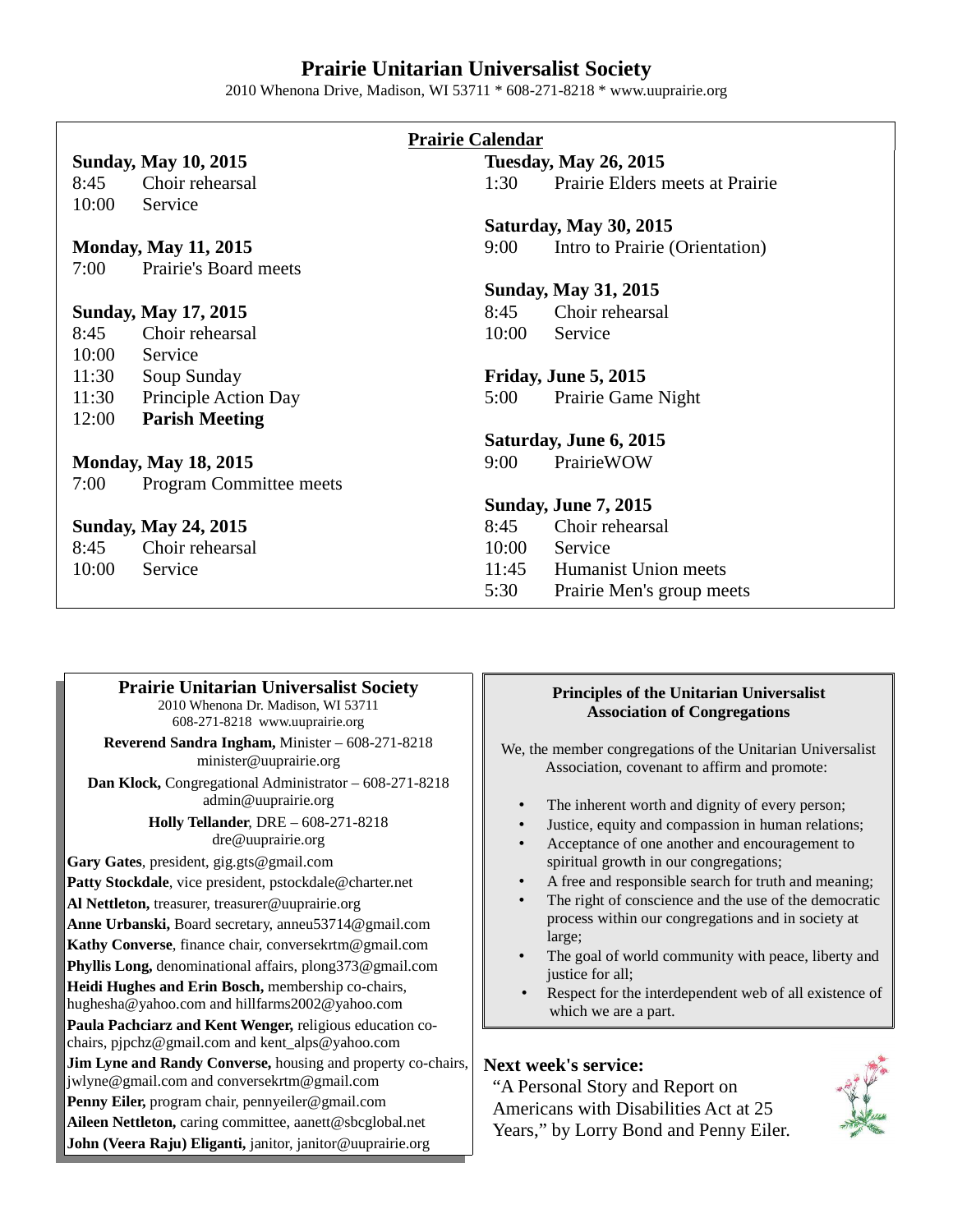# Prairie Unitarian Universalist Society

2010 Whenona Drive, Madison, WI 53711 * 608-271-8218 * www.uuprairie.org

## Prairie Calendar

**Sunday, May 10, 2015**
8:45 Choir rehearsal
10:00 Service

**Monday, May 11, 2015**
7:00 Prairie's Board meets

**Sunday, May 17, 2015**
8:45 Choir rehearsal
10:00 Service
11:30 Soup Sunday
11:30 Principle Action Day
12:00 **Parish Meeting**

**Monday, May 18, 2015**
7:00 Program Committee meets

**Sunday, May 24, 2015**
8:45 Choir rehearsal
10:00 Service

**Tuesday, May 26, 2015**
1:30 Prairie Elders meets at Prairie

**Saturday, May 30, 2015**
9:00 Intro to Prairie (Orientation)

**Sunday, May 31, 2015**
8:45 Choir rehearsal
10:00 Service

**Friday, June 5, 2015**
5:00 Prairie Game Night

**Saturday, June 6, 2015**
9:00 PrairieWOW

**Sunday, June 7, 2015**
8:45 Choir rehearsal
10:00 Service
11:45 Humanist Union meets
5:30 Prairie Men's group meets

### Prairie Unitarian Universalist Society

2010 Whenona Dr. Madison, WI 53711
608-271-8218 www.uuprairie.org

**Reverend Sandra Ingham,** Minister – 608-271-8218
minister@uuprairie.org

**Dan Klock,** Congregational Administrator – 608-271-8218
admin@uuprairie.org

**Holly Tellander**, DRE – 608-271-8218
dre@uuprairie.org

**Gary Gates**, president, gig.gts@gmail.com
**Patty Stockdale**, vice president, pstockdale@charter.net
**Al Nettleton,** treasurer, treasurer@uuprairie.org
**Anne Urbanski,** Board secretary, anneu53714@gmail.com
**Kathy Converse**, finance chair, conversekrtm@gmail.com
**Phyllis Long,** denominational affairs, plong373@gmail.com
**Heidi Hughes and Erin Bosch,** membership co-chairs, hughesha@yahoo.com and hillfarms2002@yahoo.com
**Paula Pachciarz and Kent Wenger,** religious education co-chairs, pjpchz@gmail.com and kent_alps@yahoo.com
**Jim Lyne and Randy Converse,** housing and property co-chairs, jwlyne@gmail.com and conversekrtm@gmail.com
**Penny Eiler,** program chair, pennyeiler@gmail.com
**Aileen Nettleton,** caring committee, aanett@sbcglobal.net
**John (Veera Raju) Eliganti,** janitor, janitor@uuprairie.org

### Principles of the Unitarian Universalist Association of Congregations

We, the member congregations of the Unitarian Universalist Association, covenant to affirm and promote:

- The inherent worth and dignity of every person;
- Justice, equity and compassion in human relations;
- Acceptance of one another and encouragement to spiritual growth in our congregations;
- A free and responsible search for truth and meaning;
- The right of conscience and the use of the democratic process within our congregations and in society at large;
- The goal of world community with peace, liberty and justice for all;
- Respect for the interdependent web of all existence of which we are a part.

**Next week's service:**
"A Personal Story and Report on Americans with Disabilities Act at 25 Years," by Lorry Bond and Penny Eiler.